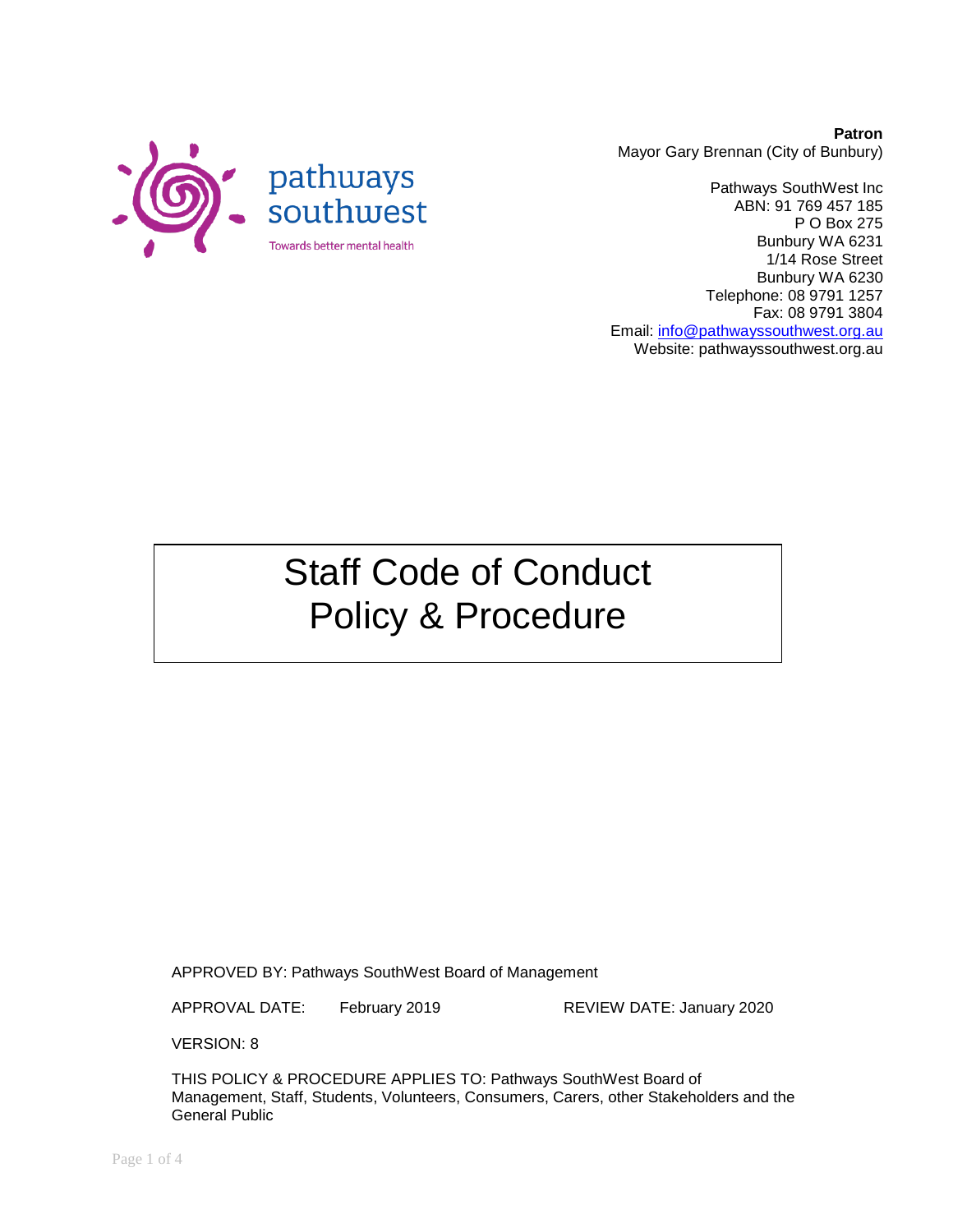pathways southwest

Towards better mental health

**Patron**
Mayor Gary Brennan (City of Bunbury)

Pathways SouthWest Inc
ABN: 91 769 457 185
P O Box 275
Bunbury WA 6231
1/14 Rose Street
Bunbury WA 6230
Telephone: 08 9791 1257
Fax: 08 9791 3804
Email: info@pathwayssouthwest.org.au
Website: pathwayssouthwest.org.au

# Staff Code of Conduct Policy & Procedure

APPROVED BY: Pathways SouthWest Board of Management

APPROVAL DATE: February 2019 REVIEW DATE: January 2020

VERSION: 8

THIS POLICY & PROCEDURE APPLIES TO: Pathways SouthWest Board of Management, Staff, Students, Volunteers, Consumers, Carers, other Stakeholders and the General Public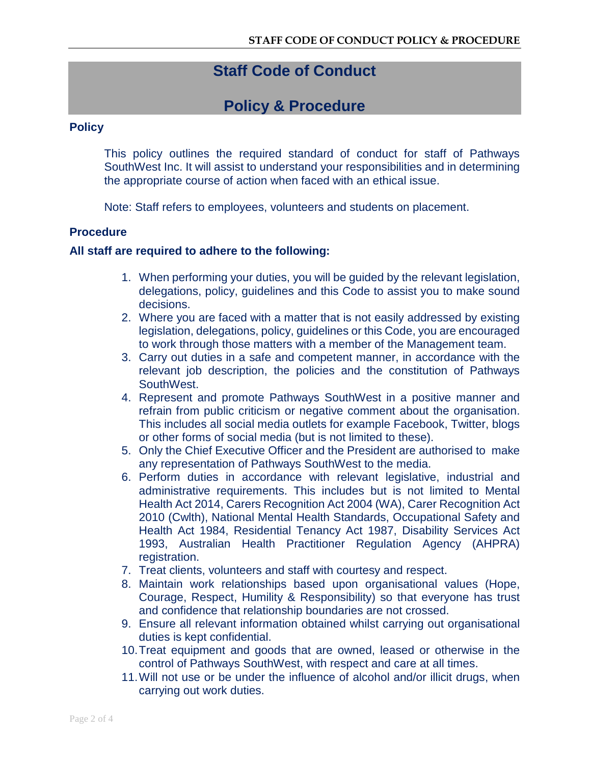# Staff Code of Conduct

# Policy & Procedure

## Policy

This policy outlines the required standard of conduct for staff of Pathways SouthWest Inc. It will assist to understand your responsibilities and in determining the appropriate course of action when faced with an ethical issue.

Note: Staff refers to employees, volunteers and students on placement.

## Procedure

**All staff are required to adhere to the following:**

1. When performing your duties, you will be guided by the relevant legislation, delegations, policy, guidelines and this Code to assist you to make sound decisions.
2. Where you are faced with a matter that is not easily addressed by existing legislation, delegations, policy, guidelines or this Code, you are encouraged to work through those matters with a member of the Management team.
3. Carry out duties in a safe and competent manner, in accordance with the relevant job description, the policies and the constitution of Pathways SouthWest.
4. Represent and promote Pathways SouthWest in a positive manner and refrain from public criticism or negative comment about the organisation. This includes all social media outlets for example Facebook, Twitter, blogs or other forms of social media (but is not limited to these).
5. Only the Chief Executive Officer and the President are authorised to make any representation of Pathways SouthWest to the media.
6. Perform duties in accordance with relevant legislative, industrial and administrative requirements. This includes but is not limited to Mental Health Act 2014, Carers Recognition Act 2004 (WA), Carer Recognition Act 2010 (Cwlth), National Mental Health Standards, Occupational Safety and Health Act 1984, Residential Tenancy Act 1987, Disability Services Act 1993, Australian Health Practitioner Regulation Agency (AHPRA) registration.
7. Treat clients, volunteers and staff with courtesy and respect.
8. Maintain work relationships based upon organisational values (Hope, Courage, Respect, Humility & Responsibility) so that everyone has trust and confidence that relationship boundaries are not crossed.
9. Ensure all relevant information obtained whilst carrying out organisational duties is kept confidential.
10. Treat equipment and goods that are owned, leased or otherwise in the control of Pathways SouthWest, with respect and care at all times.
11. Will not use or be under the influence of alcohol and/or illicit drugs, when carrying out work duties.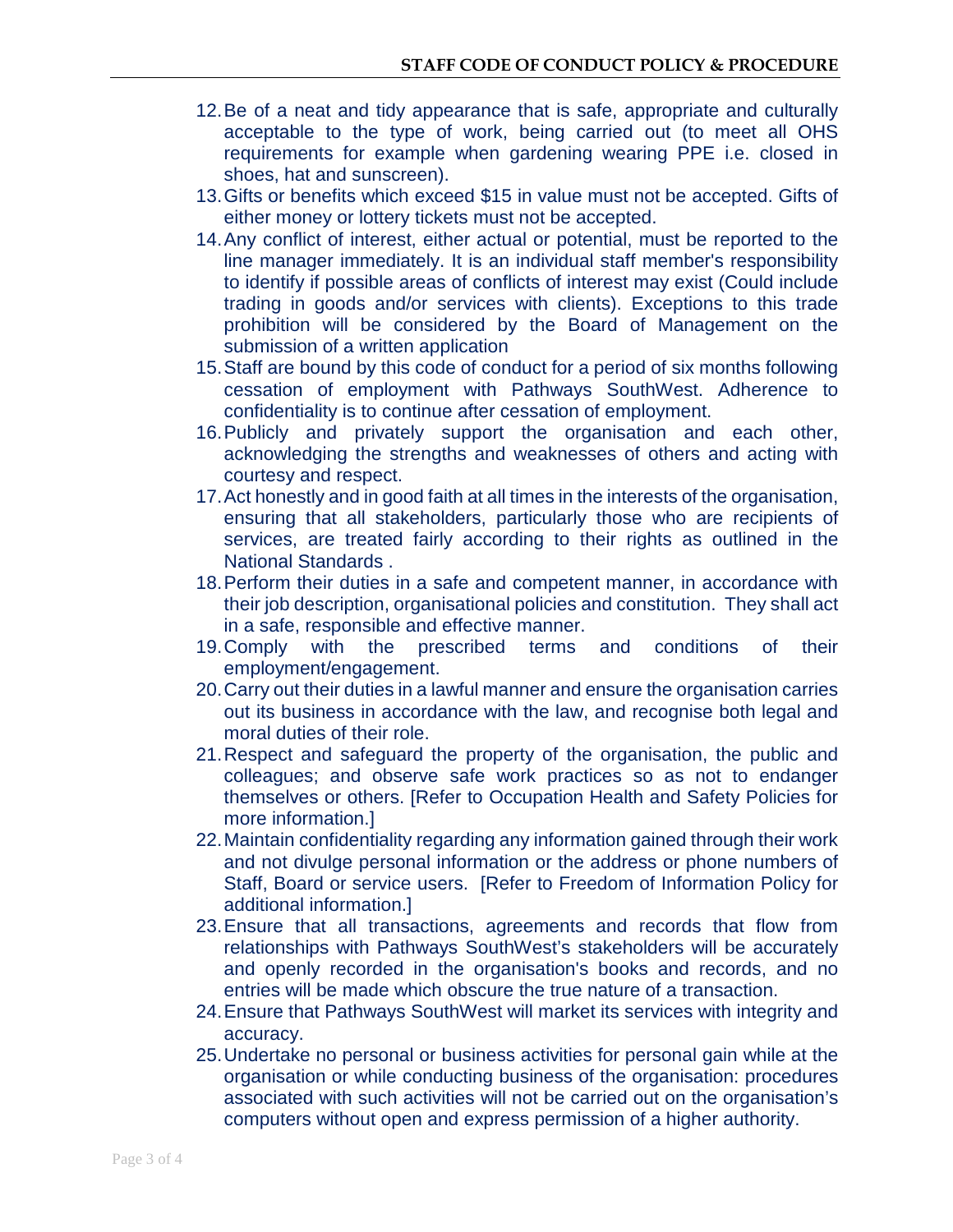12. Be of a neat and tidy appearance that is safe, appropriate and culturally acceptable to the type of work, being carried out (to meet all OHS requirements for example when gardening wearing PPE i.e. closed in shoes, hat and sunscreen).
13. Gifts or benefits which exceed $15 in value must not be accepted. Gifts of either money or lottery tickets must not be accepted.
14. Any conflict of interest, either actual or potential, must be reported to the line manager immediately. It is an individual staff member's responsibility to identify if possible areas of conflicts of interest may exist (Could include trading in goods and/or services with clients). Exceptions to this trade prohibition will be considered by the Board of Management on the submission of a written application
15. Staff are bound by this code of conduct for a period of six months following cessation of employment with Pathways SouthWest. Adherence to confidentiality is to continue after cessation of employment.
16. Publicly and privately support the organisation and each other, acknowledging the strengths and weaknesses of others and acting with courtesy and respect.
17. Act honestly and in good faith at all times in the interests of the organisation, ensuring that all stakeholders, particularly those who are recipients of services, are treated fairly according to their rights as outlined in the National Standards .
18. Perform their duties in a safe and competent manner, in accordance with their job description, organisational policies and constitution. They shall act in a safe, responsible and effective manner.
19. Comply with the prescribed terms and conditions of their employment/engagement.
20. Carry out their duties in a lawful manner and ensure the organisation carries out its business in accordance with the law, and recognise both legal and moral duties of their role.
21. Respect and safeguard the property of the organisation, the public and colleagues; and observe safe work practices so as not to endanger themselves or others. [Refer to Occupation Health and Safety Policies for more information.]
22. Maintain confidentiality regarding any information gained through their work and not divulge personal information or the address or phone numbers of Staff, Board or service users. [Refer to Freedom of Information Policy for additional information.]
23. Ensure that all transactions, agreements and records that flow from relationships with Pathways SouthWest's stakeholders will be accurately and openly recorded in the organisation's books and records, and no entries will be made which obscure the true nature of a transaction.
24. Ensure that Pathways SouthWest will market its services with integrity and accuracy.
25. Undertake no personal or business activities for personal gain while at the organisation or while conducting business of the organisation: procedures associated with such activities will not be carried out on the organisation's computers without open and express permission of a higher authority.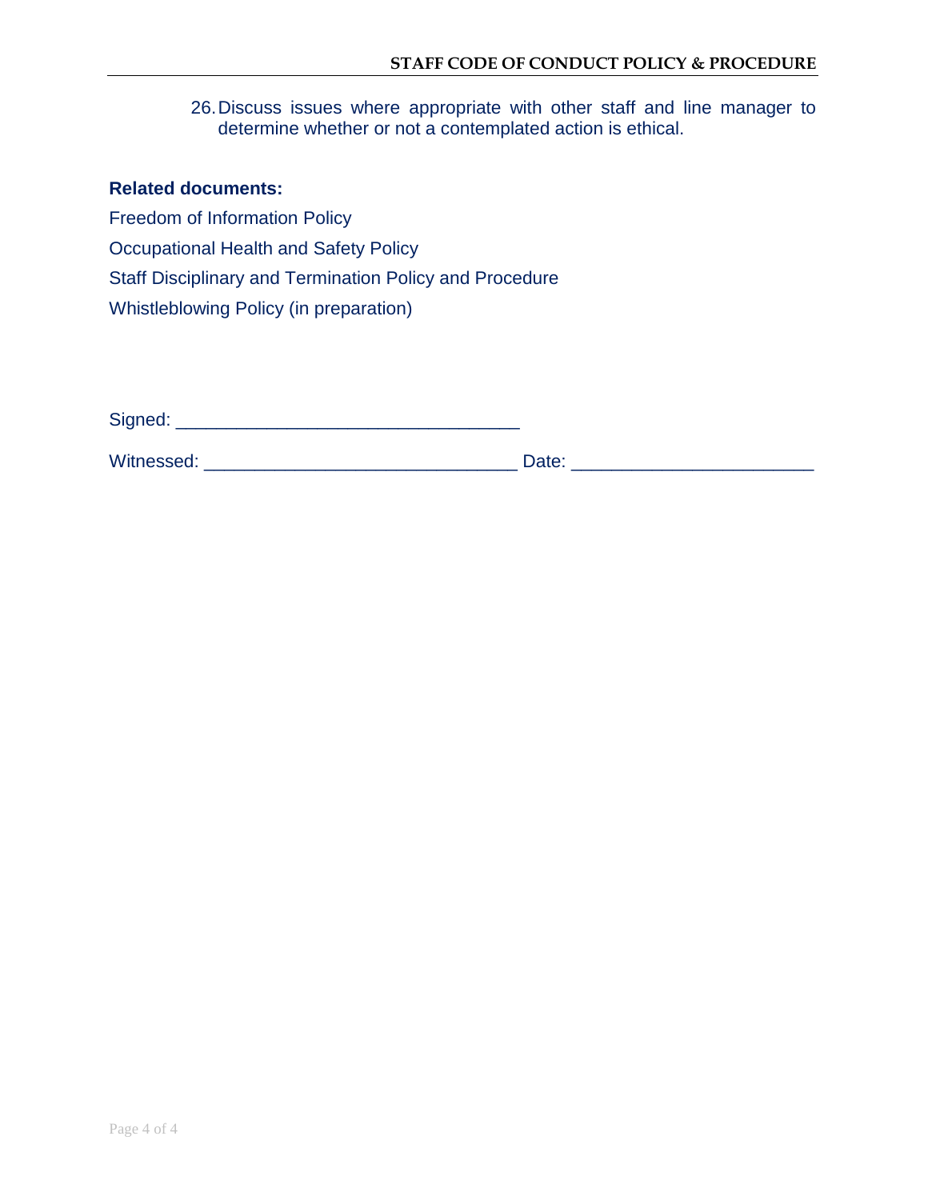26. Discuss issues where appropriate with other staff and line manager to determine whether or not a contemplated action is ethical.

**Related documents:**

Freedom of Information Policy

Occupational Health and Safety Policy

Staff Disciplinary and Termination Policy and Procedure

Whistleblowing Policy (in preparation)

Signed: _________________________________

Witnessed: ______________________________ Date: _______________________